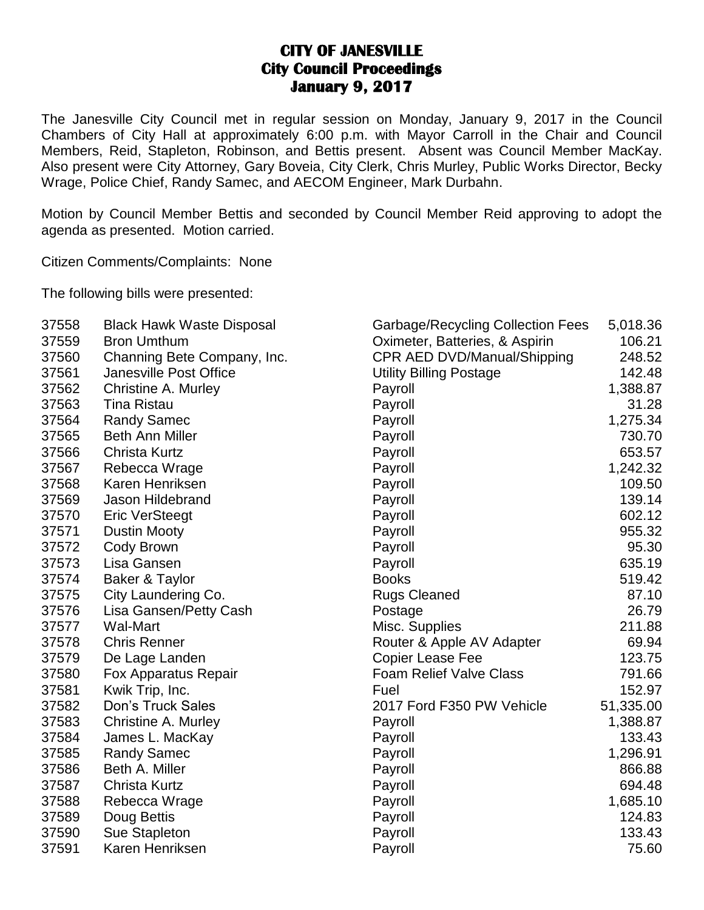# CITY OF JANESVILLE
## City Council Proceedings
## January 9, 2017

The Janesville City Council met in regular session on Monday, January 9, 2017 in the Council Chambers of City Hall at approximately 6:00 p.m. with Mayor Carroll in the Chair and Council Members, Reid, Stapleton, Robinson, and Bettis present. Absent was Council Member MacKay. Also present were City Attorney, Gary Boveia, City Clerk, Chris Murley, Public Works Director, Becky Wrage, Police Chief, Randy Samec, and AECOM Engineer, Mark Durbahn.

Motion by Council Member Bettis and seconded by Council Member Reid approving to adopt the agenda as presented. Motion carried.

Citizen Comments/Complaints: None

The following bills were presented:

| | | | |
|---|---|---|---|
| 37558 | Black Hawk Waste Disposal | Garbage/Recycling Collection Fees | 5,018.36 |
| 37559 | Bron Umthum | Oximeter, Batteries, & Aspirin | 106.21 |
| 37560 | Channing Bete Company, Inc. | CPR AED DVD/Manual/Shipping | 248.52 |
| 37561 | Janesville Post Office | Utility Billing Postage | 142.48 |
| 37562 | Christine A. Murley | Payroll | 1,388.87 |
| 37563 | Tina Ristau | Payroll | 31.28 |
| 37564 | Randy Samec | Payroll | 1,275.34 |
| 37565 | Beth Ann Miller | Payroll | 730.70 |
| 37566 | Christa Kurtz | Payroll | 653.57 |
| 37567 | Rebecca Wrage | Payroll | 1,242.32 |
| 37568 | Karen Henriksen | Payroll | 109.50 |
| 37569 | Jason Hildebrand | Payroll | 139.14 |
| 37570 | Eric VerSteegt | Payroll | 602.12 |
| 37571 | Dustin Mooty | Payroll | 955.32 |
| 37572 | Cody Brown | Payroll | 95.30 |
| 37573 | Lisa Gansen | Payroll | 635.19 |
| 37574 | Baker & Taylor | Books | 519.42 |
| 37575 | City Laundering Co. | Rugs Cleaned | 87.10 |
| 37576 | Lisa Gansen/Petty Cash | Postage | 26.79 |
| 37577 | Wal-Mart | Misc. Supplies | 211.88 |
| 37578 | Chris Renner | Router & Apple AV Adapter | 69.94 |
| 37579 | De Lage Landen | Copier Lease Fee | 123.75 |
| 37580 | Fox Apparatus Repair | Foam Relief Valve Class | 791.66 |
| 37581 | Kwik Trip, Inc. | Fuel | 152.97 |
| 37582 | Don's Truck Sales | 2017 Ford F350 PW Vehicle | 51,335.00 |
| 37583 | Christine A. Murley | Payroll | 1,388.87 |
| 37584 | James L. MacKay | Payroll | 133.43 |
| 37585 | Randy Samec | Payroll | 1,296.91 |
| 37586 | Beth A. Miller | Payroll | 866.88 |
| 37587 | Christa Kurtz | Payroll | 694.48 |
| 37588 | Rebecca Wrage | Payroll | 1,685.10 |
| 37589 | Doug Bettis | Payroll | 124.83 |
| 37590 | Sue Stapleton | Payroll | 133.43 |
| 37591 | Karen Henriksen | Payroll | 75.60 |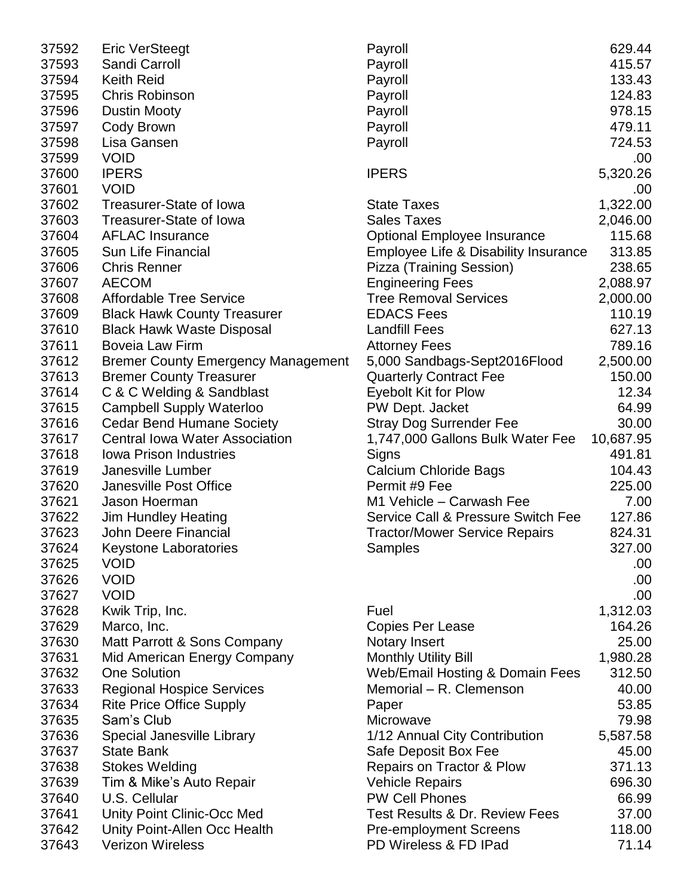| | | | |
|---|---|---|---|
| 37592 | Eric VerSteegt | Payroll | 629.44 |
| 37593 | Sandi Carroll | Payroll | 415.57 |
| 37594 | Keith Reid | Payroll | 133.43 |
| 37595 | Chris Robinson | Payroll | 124.83 |
| 37596 | Dustin Mooty | Payroll | 978.15 |
| 37597 | Cody Brown | Payroll | 479.11 |
| 37598 | Lisa Gansen | Payroll | 724.53 |
| 37599 | VOID | | .00 |
| 37600 | IPERS | IPERS | 5,320.26 |
| 37601 | VOID | | .00 |
| 37602 | Treasurer-State of Iowa | State Taxes | 1,322.00 |
| 37603 | Treasurer-State of Iowa | Sales Taxes | 2,046.00 |
| 37604 | AFLAC Insurance | Optional Employee Insurance | 115.68 |
| 37605 | Sun Life Financial | Employee Life & Disability Insurance | 313.85 |
| 37606 | Chris Renner | Pizza (Training Session) | 238.65 |
| 37607 | AECOM | Engineering Fees | 2,088.97 |
| 37608 | Affordable Tree Service | Tree Removal Services | 2,000.00 |
| 37609 | Black Hawk County Treasurer | EDACS Fees | 110.19 |
| 37610 | Black Hawk Waste Disposal | Landfill Fees | 627.13 |
| 37611 | Boveia Law Firm | Attorney Fees | 789.16 |
| 37612 | Bremer County Emergency Management | 5,000 Sandbags-Sept2016Flood | 2,500.00 |
| 37613 | Bremer County Treasurer | Quarterly Contract Fee | 150.00 |
| 37614 | C & C Welding & Sandblast | Eyebolt Kit for Plow | 12.34 |
| 37615 | Campbell Supply Waterloo | PW Dept. Jacket | 64.99 |
| 37616 | Cedar Bend Humane Society | Stray Dog Surrender Fee | 30.00 |
| 37617 | Central Iowa Water Association | 1,747,000 Gallons Bulk Water Fee | 10,687.95 |
| 37618 | Iowa Prison Industries | Signs | 491.81 |
| 37619 | Janesville Lumber | Calcium Chloride Bags | 104.43 |
| 37620 | Janesville Post Office | Permit #9 Fee | 225.00 |
| 37621 | Jason Hoerman | M1 Vehicle – Carwash Fee | 7.00 |
| 37622 | Jim Hundley Heating | Service Call & Pressure Switch Fee | 127.86 |
| 37623 | John Deere Financial | Tractor/Mower Service Repairs | 824.31 |
| 37624 | Keystone Laboratories | Samples | 327.00 |
| 37625 | VOID | | .00 |
| 37626 | VOID | | .00 |
| 37627 | VOID | | .00 |
| 37628 | Kwik Trip, Inc. | Fuel | 1,312.03 |
| 37629 | Marco, Inc. | Copies Per Lease | 164.26 |
| 37630 | Matt Parrott & Sons Company | Notary Insert | 25.00 |
| 37631 | Mid American Energy Company | Monthly Utility Bill | 1,980.28 |
| 37632 | One Solution | Web/Email Hosting & Domain Fees | 312.50 |
| 37633 | Regional Hospice Services | Memorial – R. Clemenson | 40.00 |
| 37634 | Rite Price Office Supply | Paper | 53.85 |
| 37635 | Sam's Club | Microwave | 79.98 |
| 37636 | Special Janesville Library | 1/12 Annual City Contribution | 5,587.58 |
| 37637 | State Bank | Safe Deposit Box Fee | 45.00 |
| 37638 | Stokes Welding | Repairs on Tractor & Plow | 371.13 |
| 37639 | Tim & Mike's Auto Repair | Vehicle Repairs | 696.30 |
| 37640 | U.S. Cellular | PW Cell Phones | 66.99 |
| 37641 | Unity Point Clinic-Occ Med | Test Results & Dr. Review Fees | 37.00 |
| 37642 | Unity Point-Allen Occ Health | Pre-employment Screens | 118.00 |
| 37643 | Verizon Wireless | PD Wireless & FD IPad | 71.14 |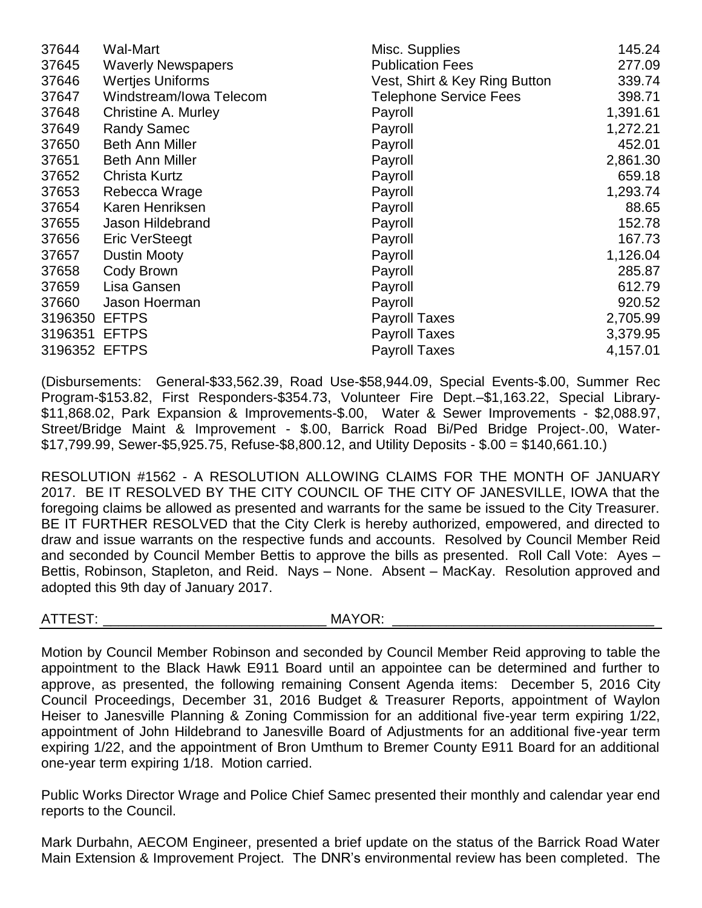| | | | |
|---|---|---|---|
| 37644 | Wal-Mart | Misc. Supplies | 145.24 |
| 37645 | Waverly Newspapers | Publication Fees | 277.09 |
| 37646 | Wertjes Uniforms | Vest, Shirt & Key Ring Button | 339.74 |
| 37647 | Windstream/Iowa Telecom | Telephone Service Fees | 398.71 |
| 37648 | Christine A. Murley | Payroll | 1,391.61 |
| 37649 | Randy Samec | Payroll | 1,272.21 |
| 37650 | Beth Ann Miller | Payroll | 452.01 |
| 37651 | Beth Ann Miller | Payroll | 2,861.30 |
| 37652 | Christa Kurtz | Payroll | 659.18 |
| 37653 | Rebecca Wrage | Payroll | 1,293.74 |
| 37654 | Karen Henriksen | Payroll | 88.65 |
| 37655 | Jason Hildebrand | Payroll | 152.78 |
| 37656 | Eric VerSteegt | Payroll | 167.73 |
| 37657 | Dustin Mooty | Payroll | 1,126.04 |
| 37658 | Cody Brown | Payroll | 285.87 |
| 37659 | Lisa Gansen | Payroll | 612.79 |
| 37660 | Jason Hoerman | Payroll | 920.52 |
| 3196350 | EFTPS | Payroll Taxes | 2,705.99 |
| 3196351 | EFTPS | Payroll Taxes | 3,379.95 |
| 3196352 | EFTPS | Payroll Taxes | 4,157.01 |

(Disbursements: General-$33,562.39, Road Use-$58,944.09, Special Events-$.00, Summer Rec Program-$153.82, First Responders-$354.73, Volunteer Fire Dept.–$1,163.22, Special Library-$11,868.02, Park Expansion & Improvements-$.00, Water & Sewer Improvements - $2,088.97, Street/Bridge Maint & Improvement - $.00, Barrick Road Bi/Ped Bridge Project-.00, Water-$17,799.99, Sewer-$5,925.75, Refuse-$8,800.12, and Utility Deposits - $.00 = $140,661.10.)

RESOLUTION #1562 - A RESOLUTION ALLOWING CLAIMS FOR THE MONTH OF JANUARY 2017. BE IT RESOLVED BY THE CITY COUNCIL OF THE CITY OF JANESVILLE, IOWA that the foregoing claims be allowed as presented and warrants for the same be issued to the City Treasurer. BE IT FURTHER RESOLVED that the City Clerk is hereby authorized, empowered, and directed to draw and issue warrants on the respective funds and accounts. Resolved by Council Member Reid and seconded by Council Member Bettis to approve the bills as presented. Roll Call Vote: Ayes – Bettis, Robinson, Stapleton, and Reid. Nays – None. Absent – MacKay. Resolution approved and adopted this 9th day of January 2017.

ATTEST: ____________________________ MAYOR: ________________________________

Motion by Council Member Robinson and seconded by Council Member Reid approving to table the appointment to the Black Hawk E911 Board until an appointee can be determined and further to approve, as presented, the following remaining Consent Agenda items: December 5, 2016 City Council Proceedings, December 31, 2016 Budget & Treasurer Reports, appointment of Waylon Heiser to Janesville Planning & Zoning Commission for an additional five-year term expiring 1/22, appointment of John Hildebrand to Janesville Board of Adjustments for an additional five-year term expiring 1/22, and the appointment of Bron Umthum to Bremer County E911 Board for an additional one-year term expiring 1/18. Motion carried.

Public Works Director Wrage and Police Chief Samec presented their monthly and calendar year end reports to the Council.

Mark Durbahn, AECOM Engineer, presented a brief update on the status of the Barrick Road Water Main Extension & Improvement Project. The DNR's environmental review has been completed. The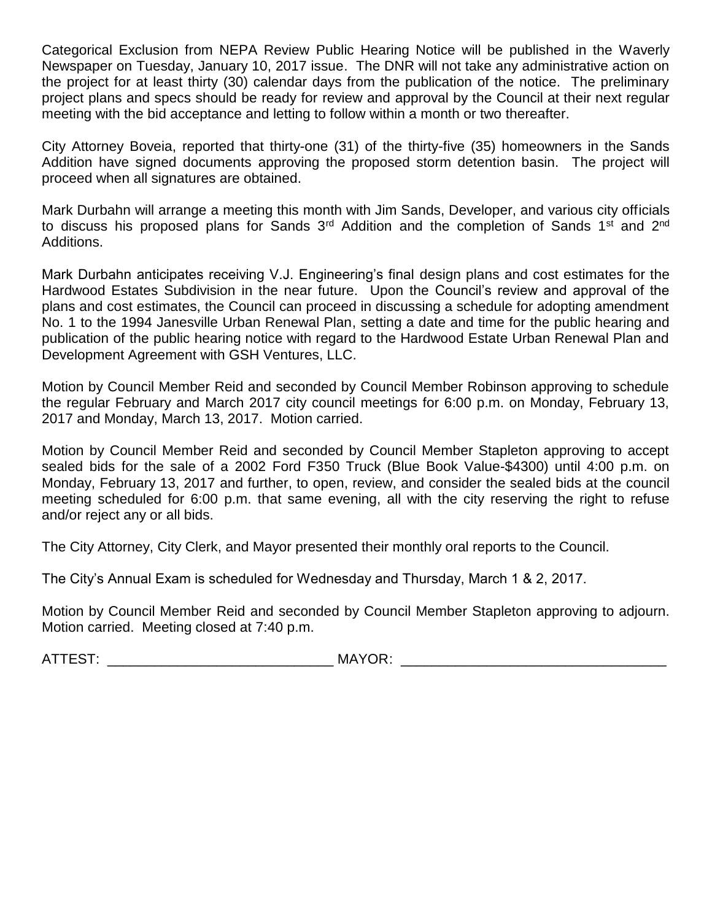Categorical Exclusion from NEPA Review Public Hearing Notice will be published in the Waverly Newspaper on Tuesday, January 10, 2017 issue. The DNR will not take any administrative action on the project for at least thirty (30) calendar days from the publication of the notice. The preliminary project plans and specs should be ready for review and approval by the Council at their next regular meeting with the bid acceptance and letting to follow within a month or two thereafter.

City Attorney Boveia, reported that thirty-one (31) of the thirty-five (35) homeowners in the Sands Addition have signed documents approving the proposed storm detention basin. The project will proceed when all signatures are obtained.

Mark Durbahn will arrange a meeting this month with Jim Sands, Developer, and various city officials to discuss his proposed plans for Sands 3rd Addition and the completion of Sands 1st and 2nd Additions.

Mark Durbahn anticipates receiving V.J. Engineering's final design plans and cost estimates for the Hardwood Estates Subdivision in the near future. Upon the Council's review and approval of the plans and cost estimates, the Council can proceed in discussing a schedule for adopting amendment No. 1 to the 1994 Janesville Urban Renewal Plan, setting a date and time for the public hearing and publication of the public hearing notice with regard to the Hardwood Estate Urban Renewal Plan and Development Agreement with GSH Ventures, LLC.

Motion by Council Member Reid and seconded by Council Member Robinson approving to schedule the regular February and March 2017 city council meetings for 6:00 p.m. on Monday, February 13, 2017 and Monday, March 13, 2017. Motion carried.

Motion by Council Member Reid and seconded by Council Member Stapleton approving to accept sealed bids for the sale of a 2002 Ford F350 Truck (Blue Book Value-$4300) until 4:00 p.m. on Monday, February 13, 2017 and further, to open, review, and consider the sealed bids at the council meeting scheduled for 6:00 p.m. that same evening, all with the city reserving the right to refuse and/or reject any or all bids.

The City Attorney, City Clerk, and Mayor presented their monthly oral reports to the Council.

The City's Annual Exam is scheduled for Wednesday and Thursday, March 1 & 2, 2017.

Motion by Council Member Reid and seconded by Council Member Stapleton approving to adjourn. Motion carried. Meeting closed at 7:40 p.m.

ATTEST: ____________________________ MAYOR: __________________________________